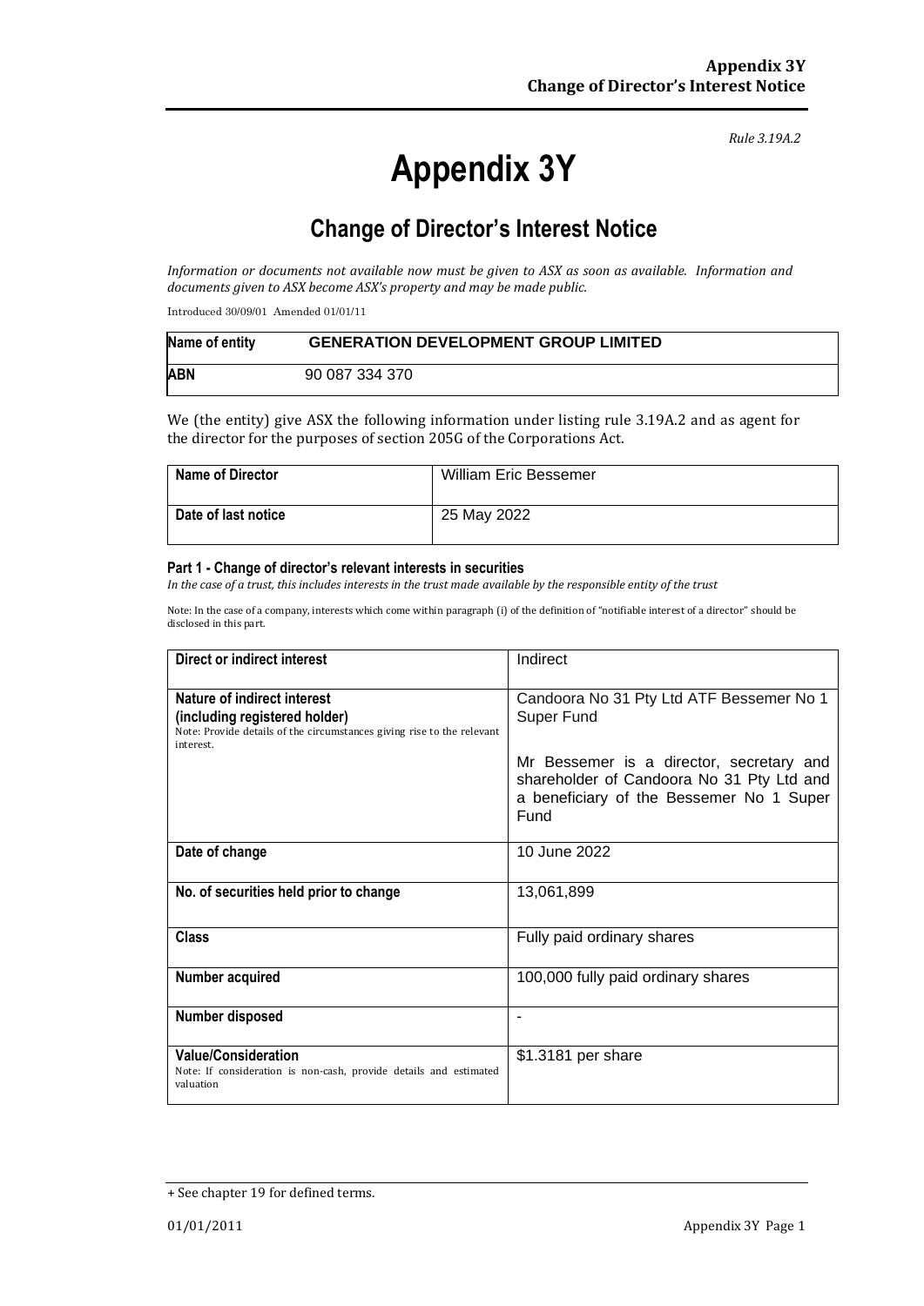*Rule 3.19A.2*

# Appendix 3Y

## Change of Director's Interest Notice

*Information or documents not available now must be given to ASX as soon as available. Information and documents given to ASX become ASX's property and may be made public.*

Introduced 30/09/01 Amended 01/01/11

| Name of entity | GENERATION DEVELOPMENT GROUP LIMITED |
|---|---|
| ABN | 90 087 334 370 |

We (the entity) give ASX the following information under listing rule 3.19A.2 and as agent for the director for the purposes of section 205G of the Corporations Act.

| Name of Director | William Eric Bessemer |
|---|---|
| Date of last notice | 25 May 2022 |

#### Part 1 - Change of director's relevant interests in securities

*In the case of a trust, this includes interests in the trust made available by the responsible entity of the trust*

Note: In the case of a company, interests which come within paragraph (i) of the definition of "notifiable interest of a director" should be disclosed in this part.

| Direct or indirect interest | Indirect |
|---|---|
| **Nature of indirect interest (including registered holder)**<br>Note: Provide details of the circumstances giving rise to the relevant interest. | Candoora No 31 Pty Ltd ATF Bessemer No 1 Super Fund<br><br>Mr Bessemer is a director, secretary and shareholder of Candoora No 31 Pty Ltd and a beneficiary of the Bessemer No 1 Super Fund |
| **Date of change** | 10 June 2022 |
| **No. of securities held prior to change** | 13,061,899 |
| **Class** | Fully paid ordinary shares |
| **Number acquired** | 100,000 fully paid ordinary shares |
| **Number disposed** | - |
| **Value/Consideration**<br>Note: If consideration is non-cash, provide details and estimated valuation | $1.3181 per share |

+ See chapter 19 for defined terms.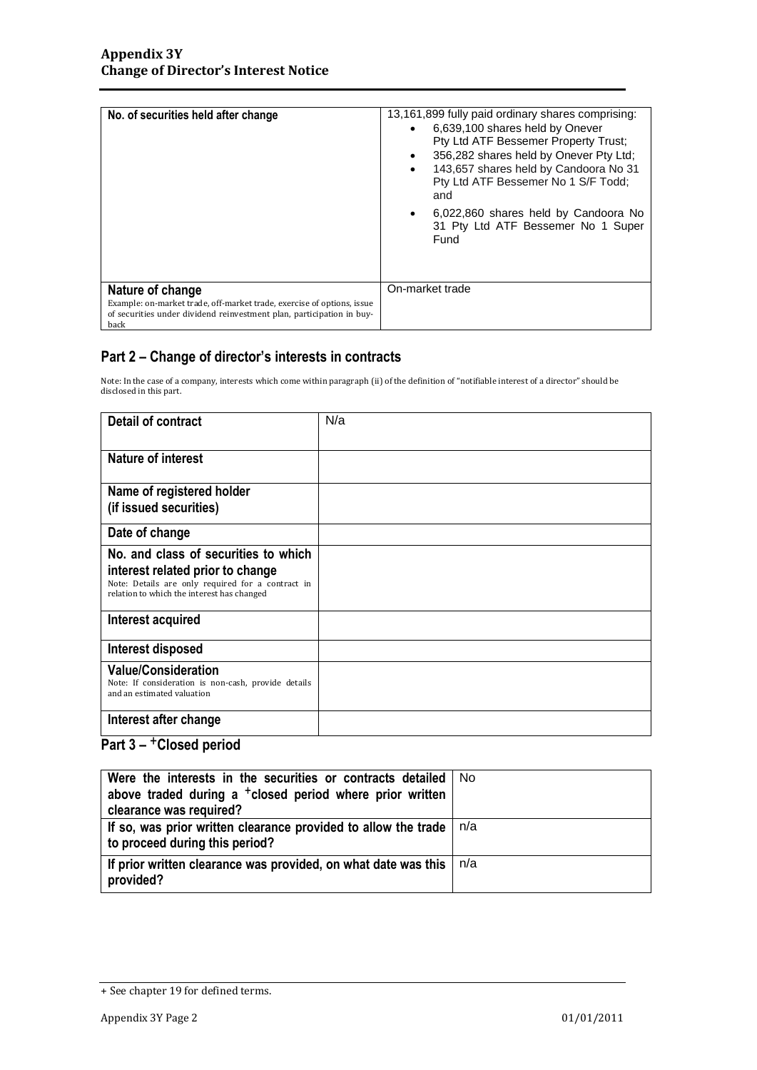| | |
|---|---|
| **No. of securities held after change** | 13,161,899 fully paid ordinary shares comprising:<br>• 6,639,100 shares held by Onever Pty Ltd ATF Bessemer Property Trust;<br>• 356,282 shares held by Onever Pty Ltd;<br>• 143,657 shares held by Candoora No 31 Pty Ltd ATF Bessemer No 1 S/F Todd; and<br>• 6,022,860 shares held by Candoora No 31 Pty Ltd ATF Bessemer No 1 Super Fund |
| **Nature of change**<br>Example: on-market trade, off-market trade, exercise of options, issue of securities under dividend reinvestment plan, participation in buy-back | On-market trade |

## Part 2 – Change of director's interests in contracts

Note: In the case of a company, interests which come within paragraph (ii) of the definition of "notifiable interest of a director" should be disclosed in this part.

| | |
|---|---|
| **Detail of contract** | N/a |
| **Nature of interest** | |
| **Name of registered holder (if issued securities)** | |
| **Date of change** | |
| **No. and class of securities to which interest related prior to change**<br>Note: Details are only required for a contract in relation to which the interest has changed | |
| **Interest acquired** | |
| **Interest disposed** | |
| **Value/Consideration**<br>Note: If consideration is non-cash, provide details and an estimated valuation | |
| **Interest after change** | |

## Part 3 – +Closed period

| | |
|---|---|
| **Were the interests in the securities or contracts detailed above traded during a +closed period where prior written clearance was required?** | No |
| **If so, was prior written clearance provided to allow the trade to proceed during this period?** | n/a |
| **If prior written clearance was provided, on what date was this provided?** | n/a |

+ See chapter 19 for defined terms.